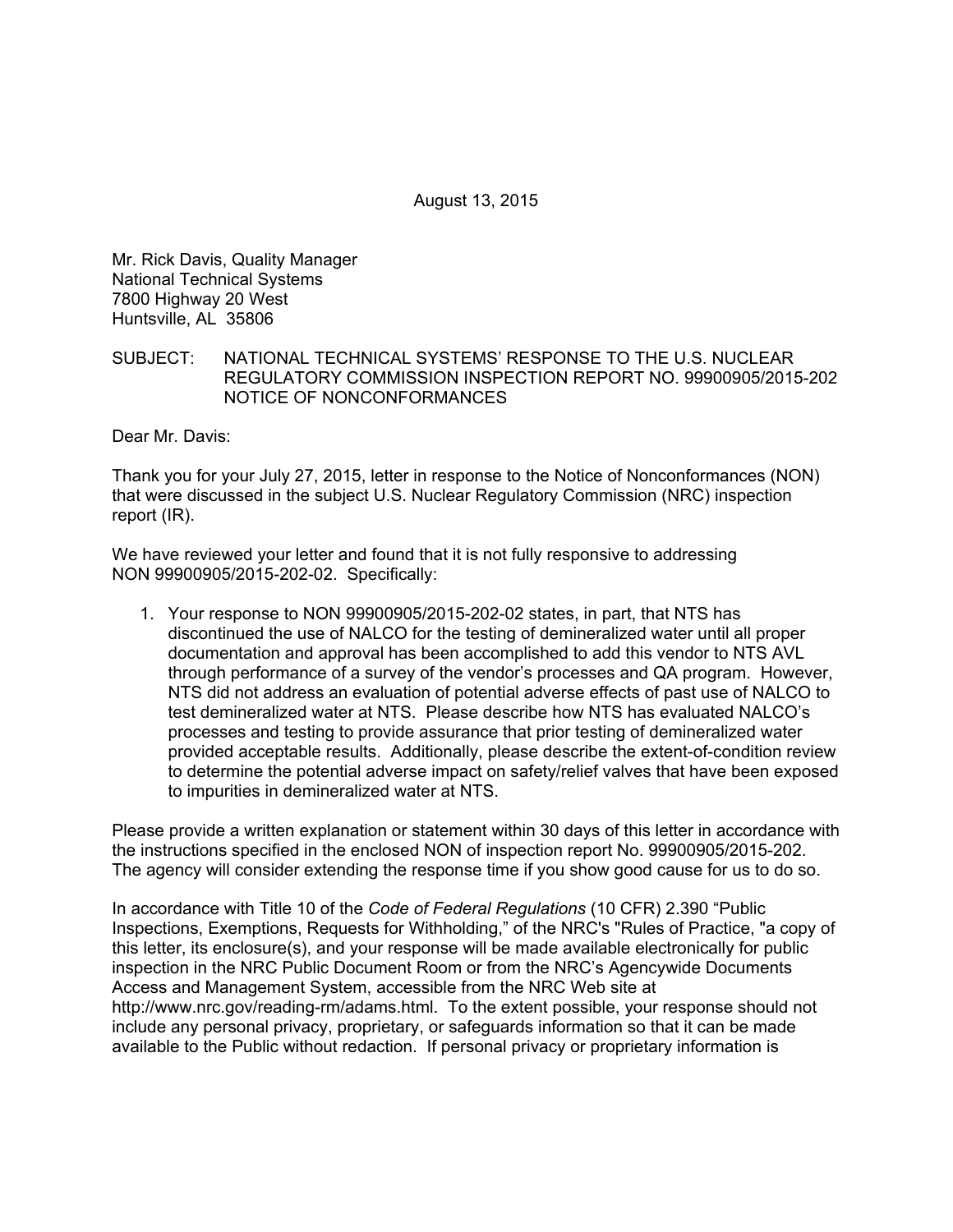August 13, 2015

Mr. Rick Davis, Quality Manager
National Technical Systems
7800 Highway 20 West
Huntsville, AL 35806

SUBJECT: NATIONAL TECHNICAL SYSTEMS' RESPONSE TO THE U.S. NUCLEAR REGULATORY COMMISSION INSPECTION REPORT NO. 99900905/2015-202 NOTICE OF NONCONFORMANCES

Dear Mr. Davis:

Thank you for your July 27, 2015, letter in response to the Notice of Nonconformances (NON) that were discussed in the subject U.S. Nuclear Regulatory Commission (NRC) inspection report (IR).

We have reviewed your letter and found that it is not fully responsive to addressing NON 99900905/2015-202-02. Specifically:

1. Your response to NON 99900905/2015-202-02 states, in part, that NTS has discontinued the use of NALCO for the testing of demineralized water until all proper documentation and approval has been accomplished to add this vendor to NTS AVL through performance of a survey of the vendor's processes and QA program. However, NTS did not address an evaluation of potential adverse effects of past use of NALCO to test demineralized water at NTS. Please describe how NTS has evaluated NALCO's processes and testing to provide assurance that prior testing of demineralized water provided acceptable results. Additionally, please describe the extent-of-condition review to determine the potential adverse impact on safety/relief valves that have been exposed to impurities in demineralized water at NTS.

Please provide a written explanation or statement within 30 days of this letter in accordance with the instructions specified in the enclosed NON of inspection report No. 99900905/2015-202. The agency will consider extending the response time if you show good cause for us to do so.

In accordance with Title 10 of the *Code of Federal Regulations* (10 CFR) 2.390 "Public Inspections, Exemptions, Requests for Withholding," of the NRC's "Rules of Practice, "a copy of this letter, its enclosure(s), and your response will be made available electronically for public inspection in the NRC Public Document Room or from the NRC's Agencywide Documents Access and Management System, accessible from the NRC Web site at http://www.nrc.gov/reading-rm/adams.html. To the extent possible, your response should not include any personal privacy, proprietary, or safeguards information so that it can be made available to the Public without redaction. If personal privacy or proprietary information is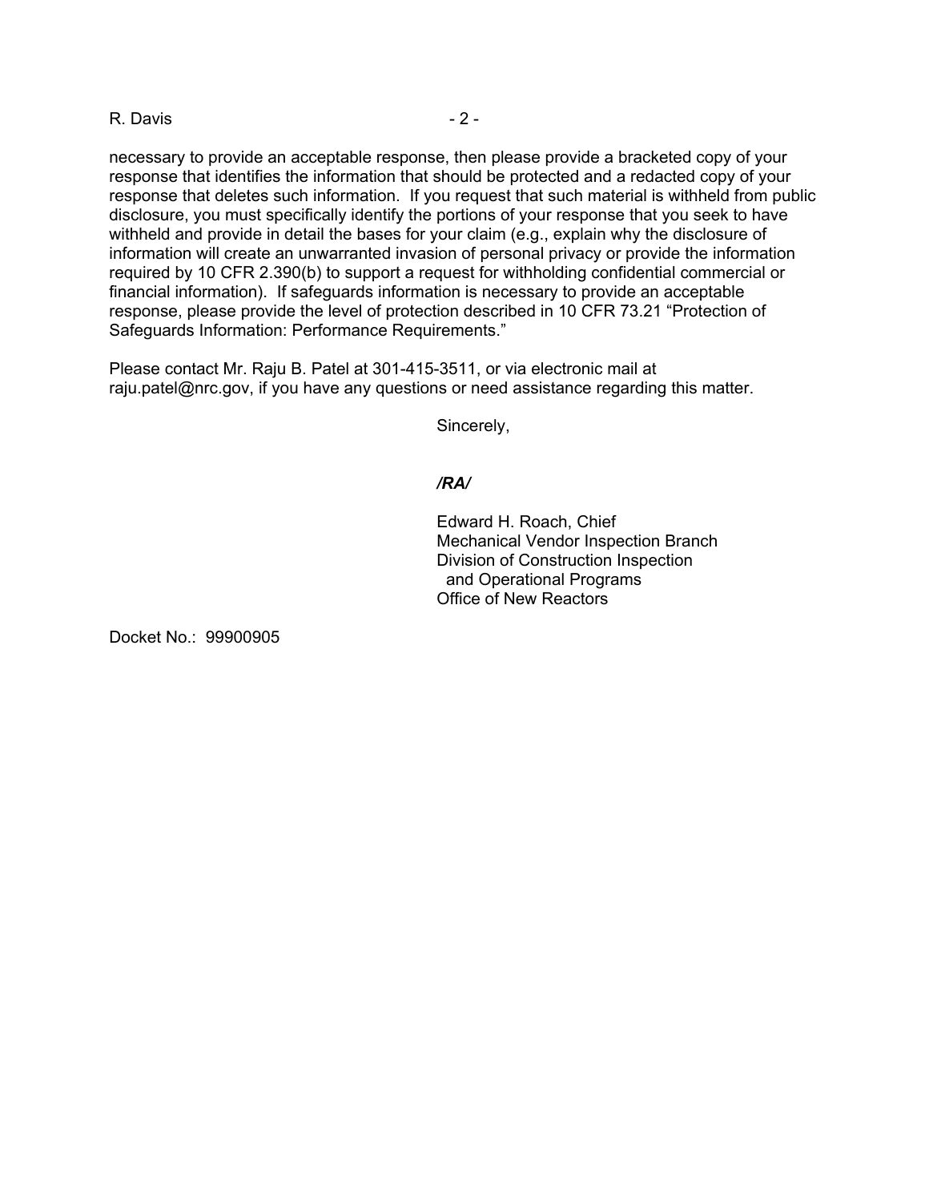necessary to provide an acceptable response, then please provide a bracketed copy of your response that identifies the information that should be protected and a redacted copy of your response that deletes such information. If you request that such material is withheld from public disclosure, you must specifically identify the portions of your response that you seek to have withheld and provide in detail the bases for your claim (e.g., explain why the disclosure of information will create an unwarranted invasion of personal privacy or provide the information required by 10 CFR 2.390(b) to support a request for withholding confidential commercial or financial information). If safeguards information is necessary to provide an acceptable response, please provide the level of protection described in 10 CFR 73.21 "Protection of Safeguards Information: Performance Requirements."

Please contact Mr. Raju B. Patel at 301-415-3511, or via electronic mail at raju.patel@nrc.gov, if you have any questions or need assistance regarding this matter.

Sincerely,

*/RA/*

Edward H. Roach, Chief
Mechanical Vendor Inspection Branch
Division of Construction Inspection
and Operational Programs
Office of New Reactors

Docket No.: 99900905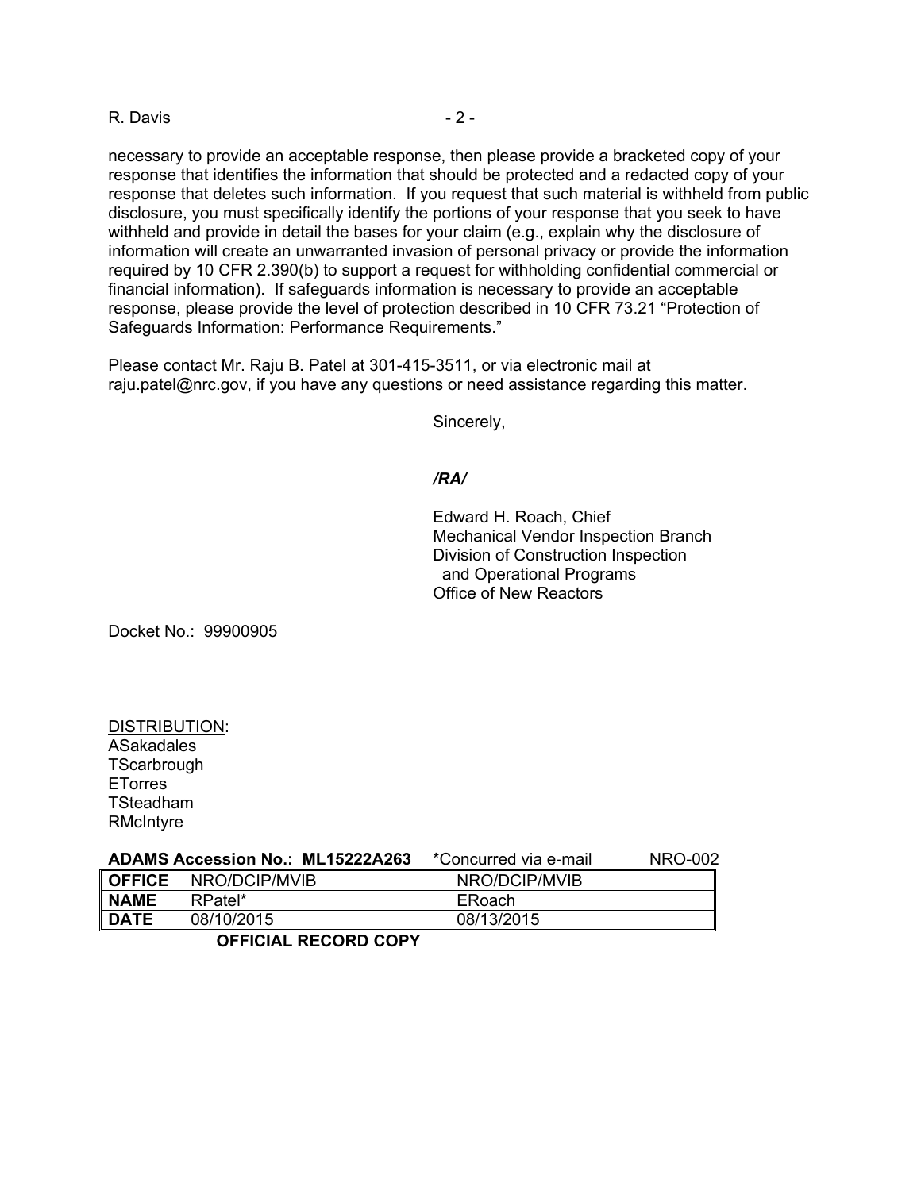necessary to provide an acceptable response, then please provide a bracketed copy of your response that identifies the information that should be protected and a redacted copy of your response that deletes such information. If you request that such material is withheld from public disclosure, you must specifically identify the portions of your response that you seek to have withheld and provide in detail the bases for your claim (e.g., explain why the disclosure of information will create an unwarranted invasion of personal privacy or provide the information required by 10 CFR 2.390(b) to support a request for withholding confidential commercial or financial information). If safeguards information is necessary to provide an acceptable response, please provide the level of protection described in 10 CFR 73.21 "Protection of Safeguards Information: Performance Requirements."

Please contact Mr. Raju B. Patel at 301-415-3511, or via electronic mail at raju.patel@nrc.gov, if you have any questions or need assistance regarding this matter.

Sincerely,

*/RA/*

Edward H. Roach, Chief
Mechanical Vendor Inspection Branch
Division of Construction Inspection
and Operational Programs
Office of New Reactors

Docket No.: 99900905

<u>DISTRIBUTION</u>:
ASakadales
TScarbrough
ETorres
TSteadham
RMcIntyre

**ADAMS Accession No.: ML15222A263** *Concurred via e-mail NRO-002

| | | |
|---|---|---|
| **OFFICE** | NRO/DCIP/MVIB | NRO/DCIP/MVIB |
| **NAME** | RPatel* | ERoach |
| **DATE** | 08/10/2015 | 08/13/2015 |

**OFFICIAL RECORD COPY**